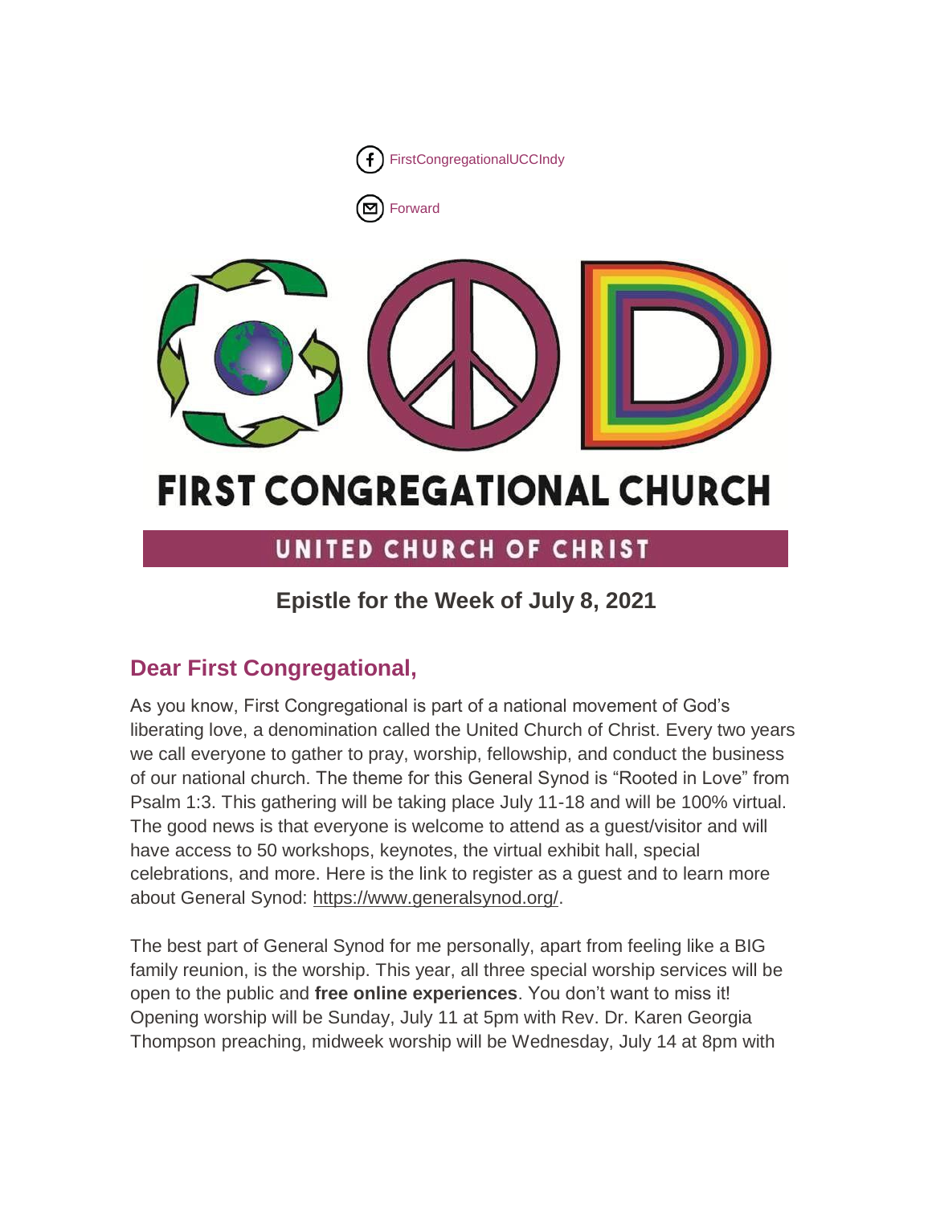FirstCongregationalUCCIndy

Forward

# FIRST CONGREGATIONAL CHURCH

## UNITED CHURCH OF CHRIST

### Epistle for the Week of July 8, 2021

## Dear First Congregational,

As you know, First Congregational is part of a national movement of God's liberating love, a denomination called the United Church of Christ. Every two years we call everyone to gather to pray, worship, fellowship, and conduct the business of our national church. The theme for this General Synod is "Rooted in Love" from Psalm 1:3. This gathering will be taking place July 11-18 and will be 100% virtual. The good news is that everyone is welcome to attend as a guest/visitor and will have access to 50 workshops, keynotes, the virtual exhibit hall, special celebrations, and more. Here is the link to register as a guest and to learn more about General Synod: https://www.generalsynod.org/.

The best part of General Synod for me personally, apart from feeling like a BIG family reunion, is the worship. This year, all three special worship services will be open to the public and **free online experiences**. You don't want to miss it! Opening worship will be Sunday, July 11 at 5pm with Rev. Dr. Karen Georgia Thompson preaching, midweek worship will be Wednesday, July 14 at 8pm with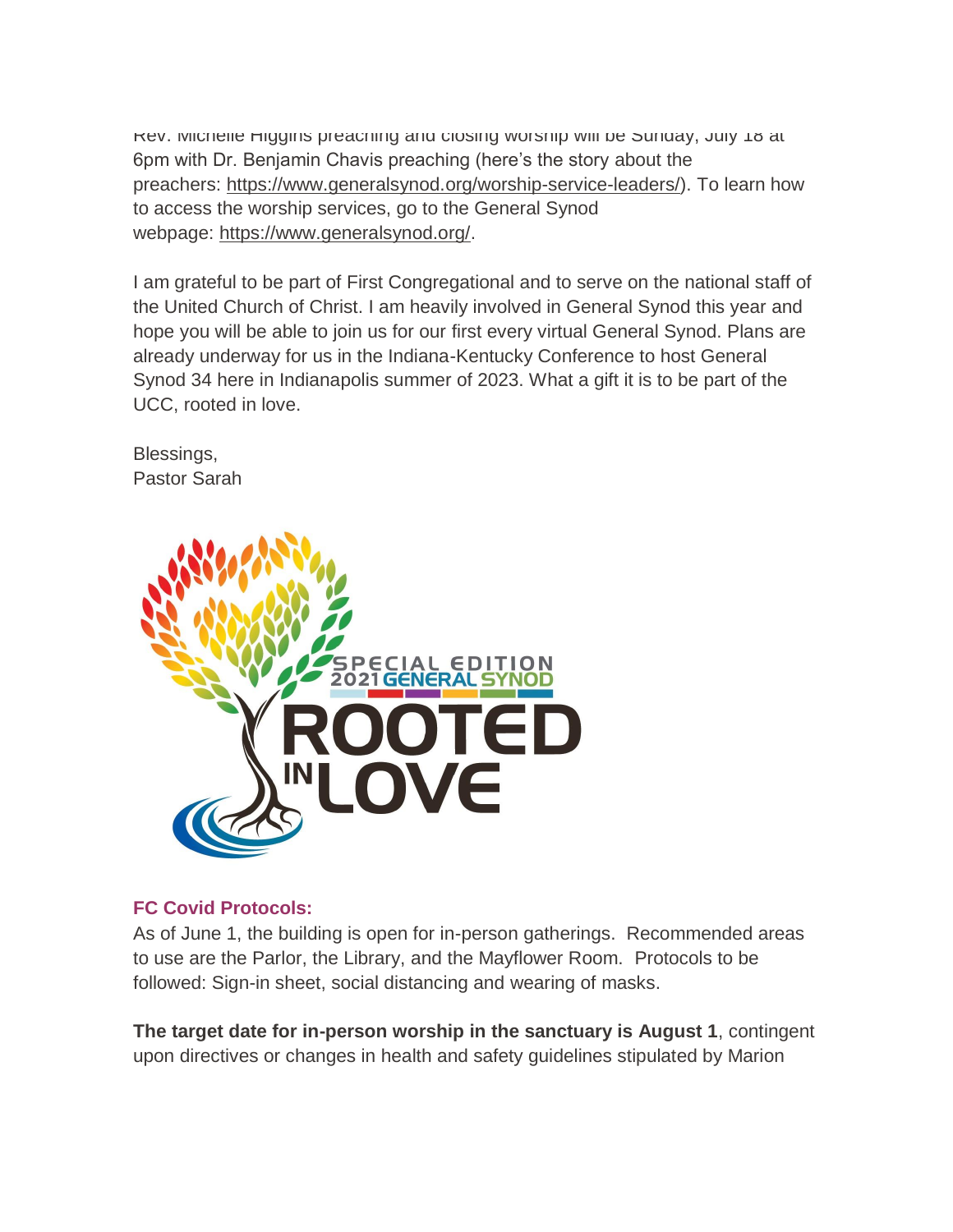Rev. Michelle Higgins preaching and closing worship will be Sunday, July 18 at 6pm with Dr. Benjamin Chavis preaching (here's the story about the preachers: https://www.generalsynod.org/worship-service-leaders/). To learn how to access the worship services, go to the General Synod webpage: https://www.generalsynod.org/.

I am grateful to be part of First Congregational and to serve on the national staff of the United Church of Christ. I am heavily involved in General Synod this year and hope you will be able to join us for our first every virtual General Synod. Plans are already underway for us in the Indiana-Kentucky Conference to host General Synod 34 here in Indianapolis summer of 2023. What a gift it is to be part of the UCC, rooted in love.

Blessings,
Pastor Sarah

SPECIAL EDITION 2021 GENERAL SYNOD ROOTED IN LOVE

### FC Covid Protocols:

As of June 1, the building is open for in-person gatherings. Recommended areas to use are the Parlor, the Library, and the Mayflower Room. Protocols to be followed: Sign-in sheet, social distancing and wearing of masks.

**The target date for in-person worship in the sanctuary is August 1**, contingent upon directives or changes in health and safety guidelines stipulated by Marion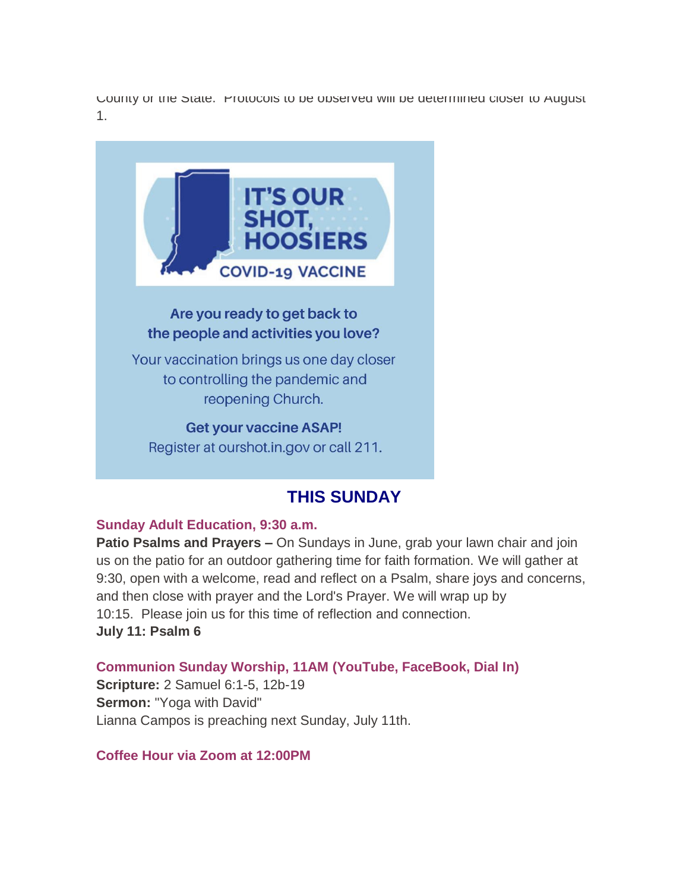County of the State. Protocols to be observed will be determined closer to August 1.

IT'S OUR SHOT, HOOSIERS

COVID-19 VACCINE

**Are you ready to get back to the people and activities you love?**

Your vaccination brings us one day closer to controlling the pandemic and reopening Church.

**Get your vaccine ASAP!**

Register at ourshot.in.gov or call 211.

## THIS SUNDAY

**Sunday Adult Education, 9:30 a.m.**

**Patio Psalms and Prayers –** On Sundays in June, grab your lawn chair and join us on the patio for an outdoor gathering time for faith formation. We will gather at 9:30, open with a welcome, read and reflect on a Psalm, share joys and concerns, and then close with prayer and the Lord's Prayer. We will wrap up by 10:15. Please join us for this time of reflection and connection.
**July 11: Psalm 6**

**Communion Sunday Worship, 11AM (YouTube, FaceBook, Dial In)**
**Scripture:** 2 Samuel 6:1-5, 12b-19
**Sermon:** "Yoga with David"
Lianna Campos is preaching next Sunday, July 11th.

**Coffee Hour via Zoom at 12:00PM**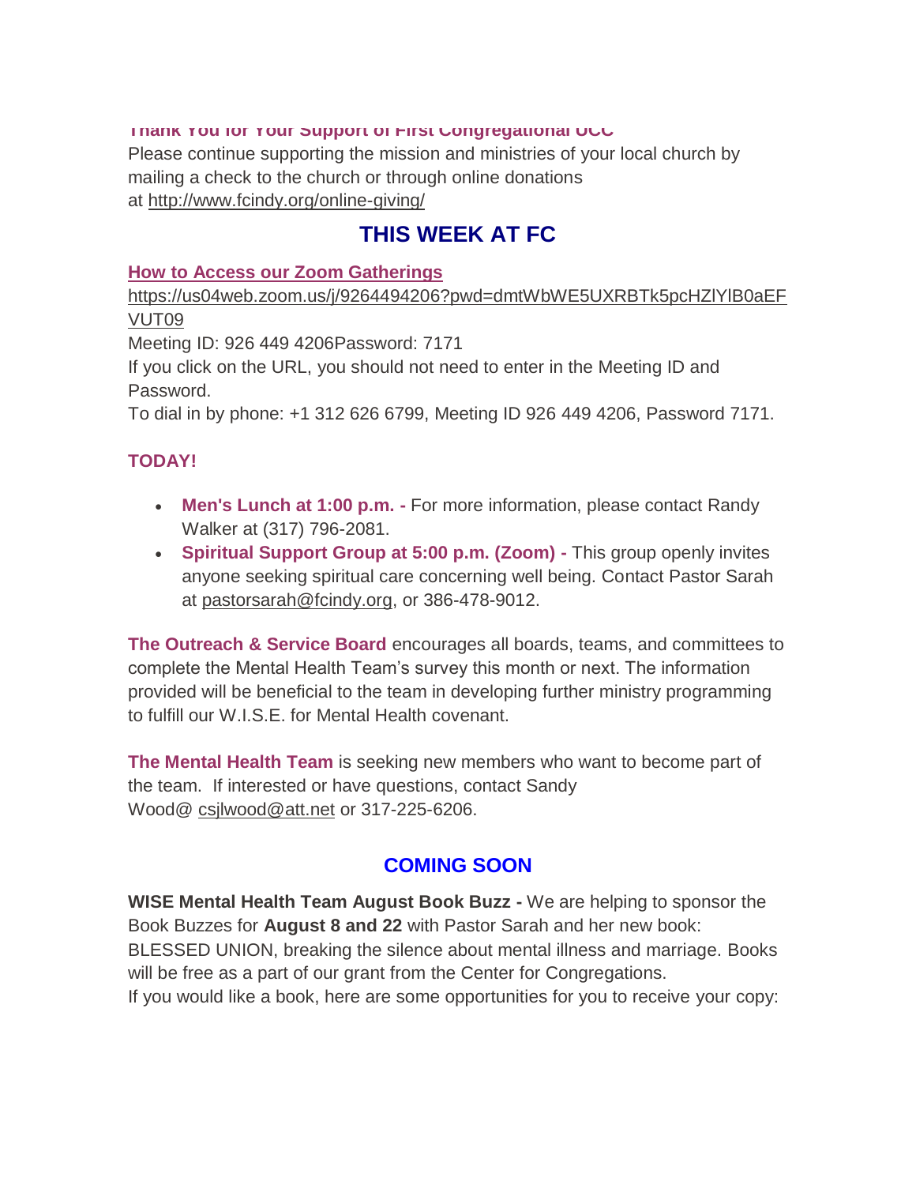**Thank You for Your Support of First Congregational UCC**

Please continue supporting the mission and ministries of your local church by mailing a check to the church or through online donations at http://www.fcindy.org/online-giving/

## THIS WEEK AT FC

**How to Access our Zoom Gatherings**

https://us04web.zoom.us/j/9264494206?pwd=dmtWbWE5UXRBTk5pcHZlYlB0aEFVUT09

Meeting ID: 926 449 4206Password: 7171

If you click on the URL, you should not need to enter in the Meeting ID and Password.

To dial in by phone: +1 312 626 6799, Meeting ID 926 449 4206, Password 7171.

**TODAY!**

- **Men's Lunch at 1:00 p.m. -** For more information, please contact Randy Walker at (317) 796-2081.
- **Spiritual Support Group at 5:00 p.m. (Zoom) -** This group openly invites anyone seeking spiritual care concerning well being. Contact Pastor Sarah at pastorsarah@fcindy.org, or 386-478-9012.

**The Outreach & Service Board** encourages all boards, teams, and committees to complete the Mental Health Team's survey this month or next. The information provided will be beneficial to the team in developing further ministry programming to fulfill our W.I.S.E. for Mental Health covenant.

**The Mental Health Team** is seeking new members who want to become part of the team. If interested or have questions, contact Sandy Wood@ csjlwood@att.net or 317-225-6206.

## COMING SOON

**WISE Mental Health Team August Book Buzz -** We are helping to sponsor the Book Buzzes for **August 8 and 22** with Pastor Sarah and her new book: BLESSED UNION, breaking the silence about mental illness and marriage. Books will be free as a part of our grant from the Center for Congregations.

If you would like a book, here are some opportunities for you to receive your copy: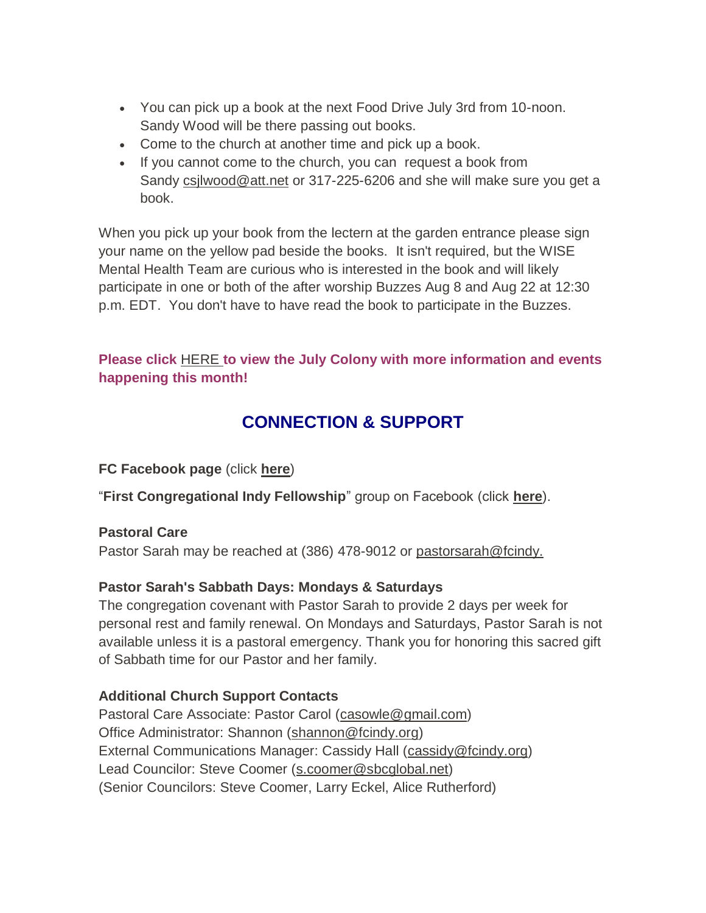- You can pick up a book at the next Food Drive July 3rd from 10-noon. Sandy Wood will be there passing out books.
- Come to the church at another time and pick up a book.
- If you cannot come to the church, you can request a book from Sandy csjlwood@att.net or 317-225-6206 and she will make sure you get a book.

When you pick up your book from the lectern at the garden entrance please sign your name on the yellow pad beside the books. It isn't required, but the WISE Mental Health Team are curious who is interested in the book and will likely participate in one or both of the after worship Buzzes Aug 8 and Aug 22 at 12:30 p.m. EDT. You don't have to have read the book to participate in the Buzzes.

**Please click HERE to view the July Colony with more information and events happening this month!**

## CONNECTION & SUPPORT

**FC Facebook page** (click **here**)

"**First Congregational Indy Fellowship**" group on Facebook (click **here**).

**Pastoral Care**
Pastor Sarah may be reached at (386) 478-9012 or pastorsarah@fcindy.

**Pastor Sarah's Sabbath Days: Mondays & Saturdays**
The congregation covenant with Pastor Sarah to provide 2 days per week for personal rest and family renewal. On Mondays and Saturdays, Pastor Sarah is not available unless it is a pastoral emergency. Thank you for honoring this sacred gift of Sabbath time for our Pastor and her family.

**Additional Church Support Contacts**
Pastoral Care Associate: Pastor Carol (casowle@gmail.com)
Office Administrator: Shannon (shannon@fcindy.org)
External Communications Manager: Cassidy Hall (cassidy@fcindy.org)
Lead Councilor: Steve Coomer (s.coomer@sbcglobal.net)
(Senior Councilors: Steve Coomer, Larry Eckel, Alice Rutherford)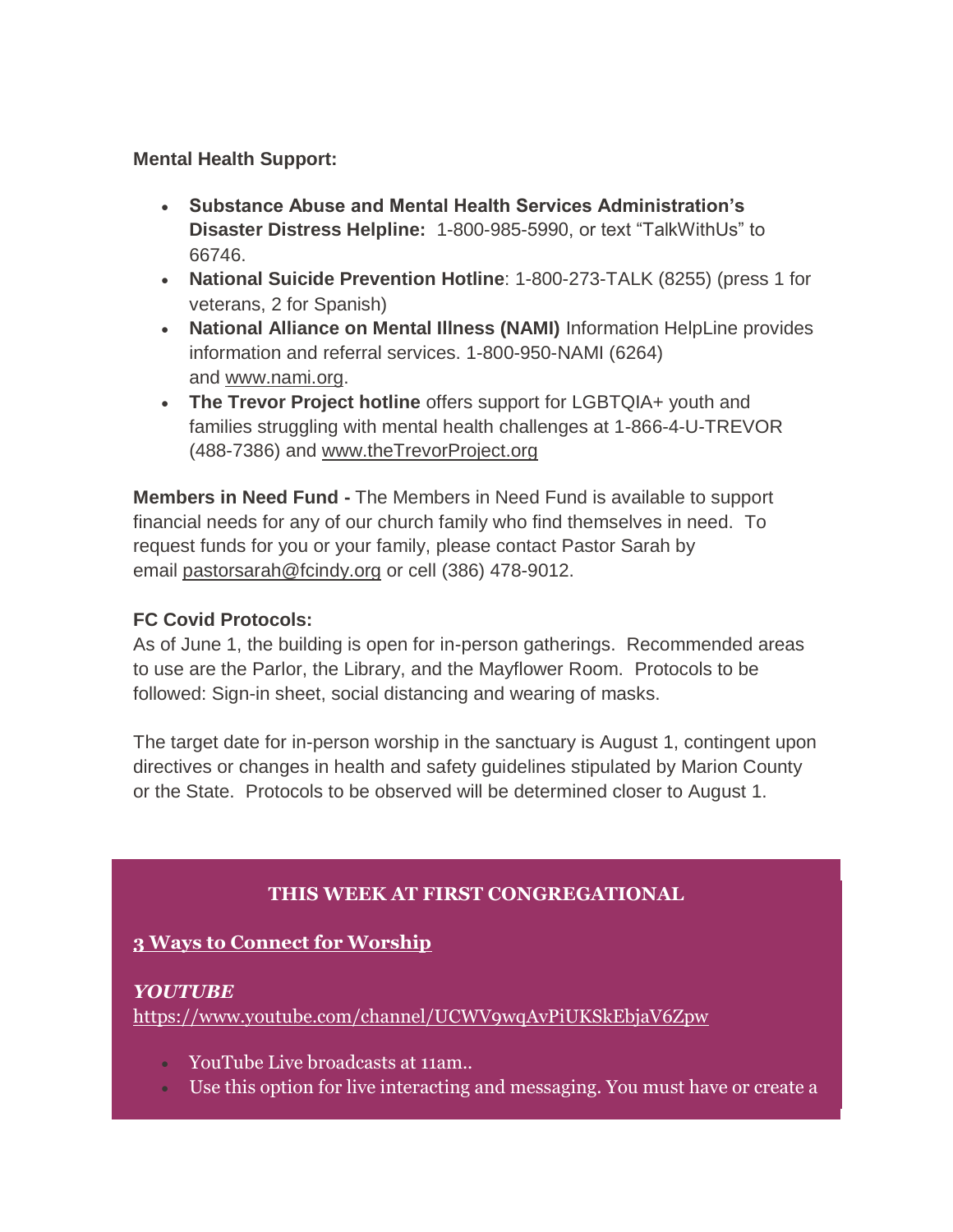**Mental Health Support:**

- **Substance Abuse and Mental Health Services Administration's Disaster Distress Helpline:** 1-800-985-5990, or text "TalkWithUs" to 66746.
- **National Suicide Prevention Hotline**: 1-800-273-TALK (8255) (press 1 for veterans, 2 for Spanish)
- **National Alliance on Mental Illness (NAMI)** Information HelpLine provides information and referral services. 1-800-950-NAMI (6264) and www.nami.org.
- **The Trevor Project hotline** offers support for LGBTQIA+ youth and families struggling with mental health challenges at 1-866-4-U-TREVOR (488-7386) and www.theTrevorProject.org

**Members in Need Fund -** The Members in Need Fund is available to support financial needs for any of our church family who find themselves in need. To request funds for you or your family, please contact Pastor Sarah by email pastorsarah@fcindy.org or cell (386) 478-9012.

**FC Covid Protocols:**
As of June 1, the building is open for in-person gatherings. Recommended areas to use are the Parlor, the Library, and the Mayflower Room. Protocols to be followed: Sign-in sheet, social distancing and wearing of masks.

The target date for in-person worship in the sanctuary is August 1, contingent upon directives or changes in health and safety guidelines stipulated by Marion County or the State. Protocols to be observed will be determined closer to August 1.

**THIS WEEK AT FIRST CONGREGATIONAL**

**3 Ways to Connect for Worship**

***YOUTUBE***
https://www.youtube.com/channel/UCWV9wqAvPiUKSkEbjaV6Zpw

- YouTube Live broadcasts at 11am..
- Use this option for live interacting and messaging. You must have or create a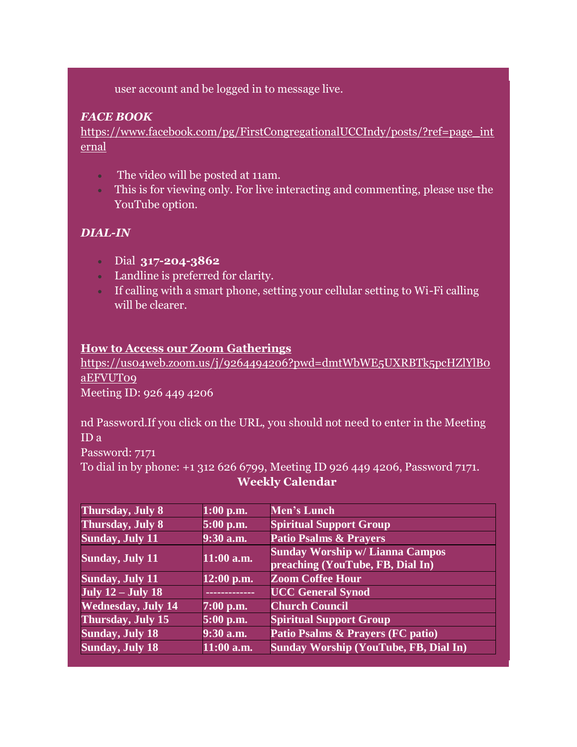user account and be logged in to message live.

***FACE BOOK***

https://www.facebook.com/pg/FirstCongregationalUCCIndy/posts/?ref=page_internal

- The video will be posted at 11am.
- This is for viewing only. For live interacting and commenting, please use the YouTube option.

***DIAL-IN***

- Dial **317-204-3862**
- Landline is preferred for clarity.
- If calling with a smart phone, setting your cellular setting to Wi-Fi calling will be clearer.

**How to Access our Zoom Gatherings**

https://us04web.zoom.us/j/9264494206?pwd=dmtWbWE5UXRBTk5pcHZlYlB0aEFVUT09

Meeting ID: 926 449 4206

nd Password.If you click on the URL, you should not need to enter in the Meeting ID a

Password: 7171

To dial in by phone: +1 312 626 6799, Meeting ID 926 449 4206, Password 7171.

**Weekly Calendar**

| Thursday, July 8 | 1:00 p.m. | Men's Lunch |
|---|---|---|
| Thursday, July 8 | 5:00 p.m. | Spiritual Support Group |
| Sunday, July 11 | 9:30 a.m. | Patio Psalms & Prayers |
| Sunday, July 11 | 11:00 a.m. | Sunday Worship w/ Lianna Campos preaching (YouTube, FB, Dial In) |
| Sunday, July 11 | 12:00 p.m. | Zoom Coffee Hour |
| July 12 – July 18 | ------------- | UCC General Synod |
| Wednesday, July 14 | 7:00 p.m. | Church Council |
| Thursday, July 15 | 5:00 p.m. | Spiritual Support Group |
| Sunday, July 18 | 9:30 a.m. | Patio Psalms & Prayers (FC patio) |
| Sunday, July 18 | 11:00 a.m. | Sunday Worship (YouTube, FB, Dial In) |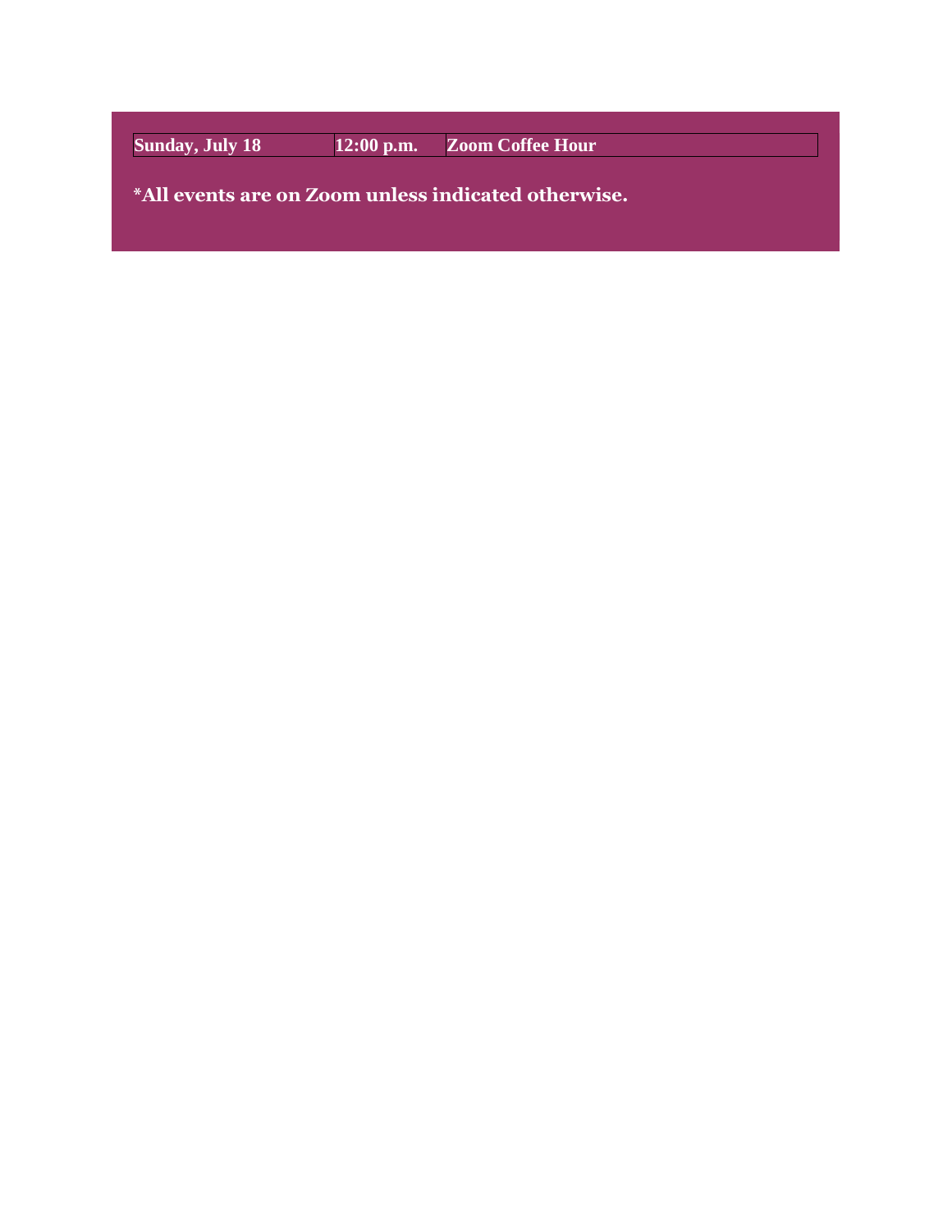| | | |
|---|---|---|
| **Sunday, July 18** | **12:00 p.m.** | **Zoom Coffee Hour** |

***All events are on Zoom unless indicated otherwise.**